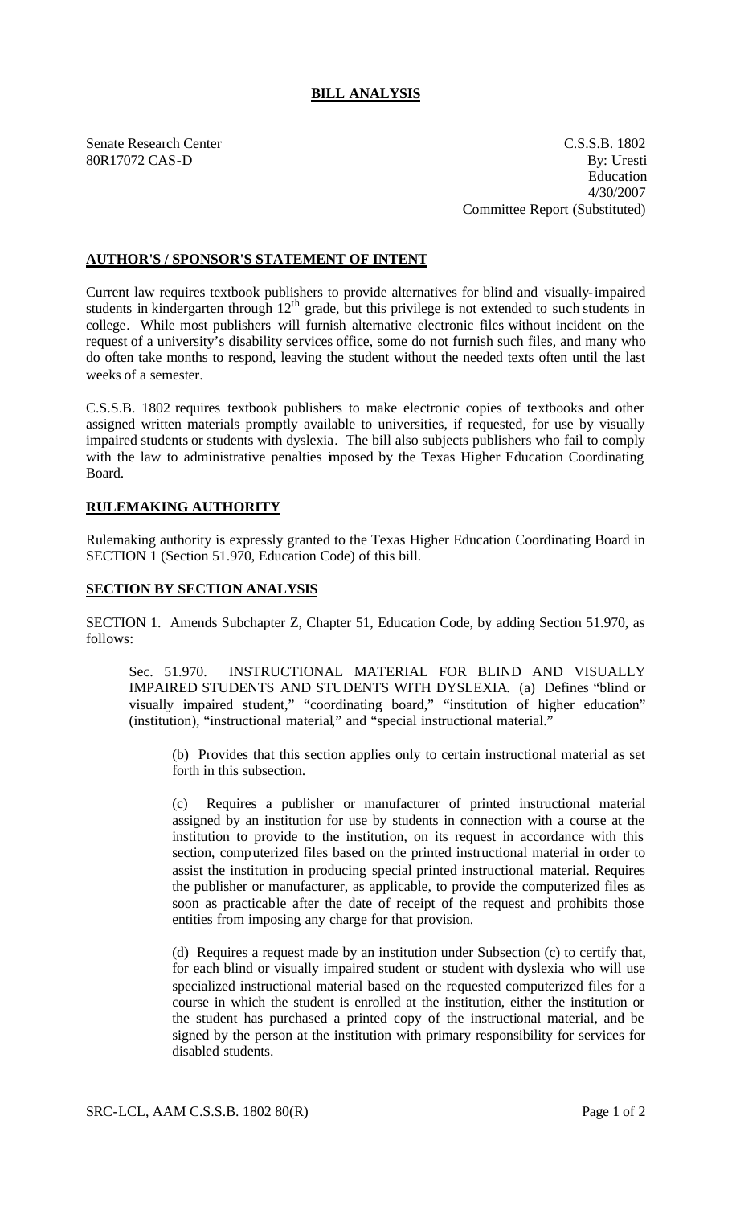## BILL ANALYSIS

Senate Research Center
80R17072 CAS-D

C.S.S.B. 1802
By: Uresti
Education
4/30/2007
Committee Report (Substituted)

### AUTHOR'S / SPONSOR'S STATEMENT OF INTENT

Current law requires textbook publishers to provide alternatives for blind and visually-impaired students in kindergarten through 12th grade, but this privilege is not extended to such students in college. While most publishers will furnish alternative electronic files without incident on the request of a university's disability services office, some do not furnish such files, and many who do often take months to respond, leaving the student without the needed texts often until the last weeks of a semester.

C.S.S.B. 1802 requires textbook publishers to make electronic copies of textbooks and other assigned written materials promptly available to universities, if requested, for use by visually impaired students or students with dyslexia. The bill also subjects publishers who fail to comply with the law to administrative penalties imposed by the Texas Higher Education Coordinating Board.

### RULEMAKING AUTHORITY

Rulemaking authority is expressly granted to the Texas Higher Education Coordinating Board in SECTION 1 (Section 51.970, Education Code) of this bill.

### SECTION BY SECTION ANALYSIS

SECTION 1. Amends Subchapter Z, Chapter 51, Education Code, by adding Section 51.970, as follows:

Sec. 51.970. INSTRUCTIONAL MATERIAL FOR BLIND AND VISUALLY IMPAIRED STUDENTS AND STUDENTS WITH DYSLEXIA. (a) Defines "blind or visually impaired student," "coordinating board," "institution of higher education" (institution), "instructional material," and "special instructional material."

(b) Provides that this section applies only to certain instructional material as set forth in this subsection.

(c) Requires a publisher or manufacturer of printed instructional material assigned by an institution for use by students in connection with a course at the institution to provide to the institution, on its request in accordance with this section, computerized files based on the printed instructional material in order to assist the institution in producing special printed instructional material. Requires the publisher or manufacturer, as applicable, to provide the computerized files as soon as practicable after the date of receipt of the request and prohibits those entities from imposing any charge for that provision.

(d) Requires a request made by an institution under Subsection (c) to certify that, for each blind or visually impaired student or student with dyslexia who will use specialized instructional material based on the requested computerized files for a course in which the student is enrolled at the institution, either the institution or the student has purchased a printed copy of the instructional material, and be signed by the person at the institution with primary responsibility for services for disabled students.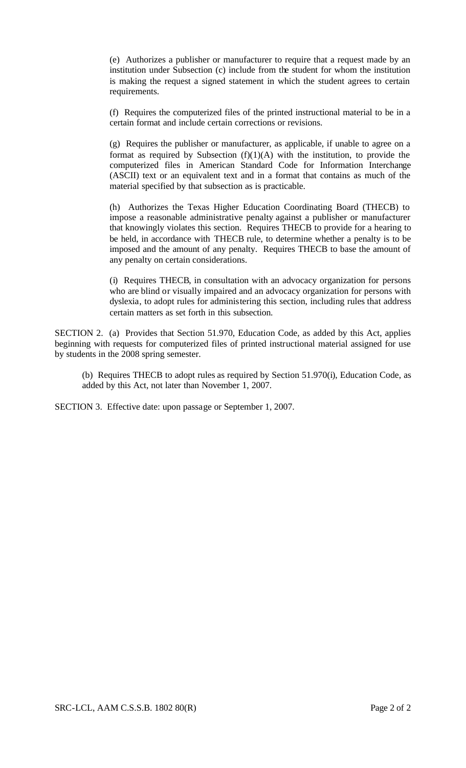(e) Authorizes a publisher or manufacturer to require that a request made by an institution under Subsection (c) include from the student for whom the institution is making the request a signed statement in which the student agrees to certain requirements.

(f) Requires the computerized files of the printed instructional material to be in a certain format and include certain corrections or revisions.

(g) Requires the publisher or manufacturer, as applicable, if unable to agree on a format as required by Subsection (f)(1)(A) with the institution, to provide the computerized files in American Standard Code for Information Interchange (ASCII) text or an equivalent text and in a format that contains as much of the material specified by that subsection as is practicable.

(h) Authorizes the Texas Higher Education Coordinating Board (THECB) to impose a reasonable administrative penalty against a publisher or manufacturer that knowingly violates this section. Requires THECB to provide for a hearing to be held, in accordance with THECB rule, to determine whether a penalty is to be imposed and the amount of any penalty. Requires THECB to base the amount of any penalty on certain considerations.

(i) Requires THECB, in consultation with an advocacy organization for persons who are blind or visually impaired and an advocacy organization for persons with dyslexia, to adopt rules for administering this section, including rules that address certain matters as set forth in this subsection.

SECTION 2. (a) Provides that Section 51.970, Education Code, as added by this Act, applies beginning with requests for computerized files of printed instructional material assigned for use by students in the 2008 spring semester.

(b) Requires THECB to adopt rules as required by Section 51.970(i), Education Code, as added by this Act, not later than November 1, 2007.

SECTION 3. Effective date: upon passage or September 1, 2007.